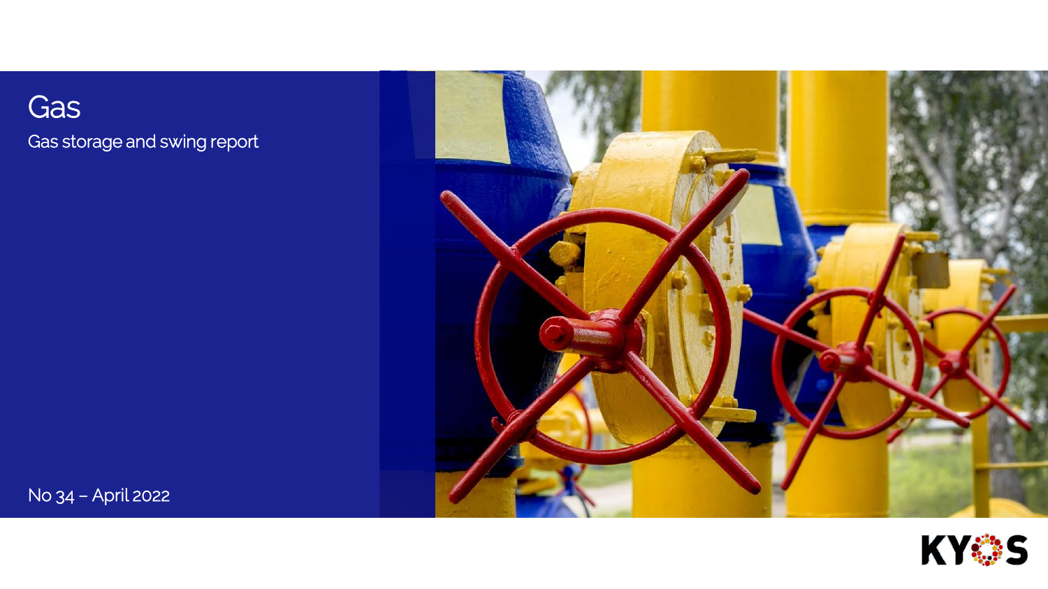# Gas

Gas storage and swing report

No 34 – April 2022

KYOS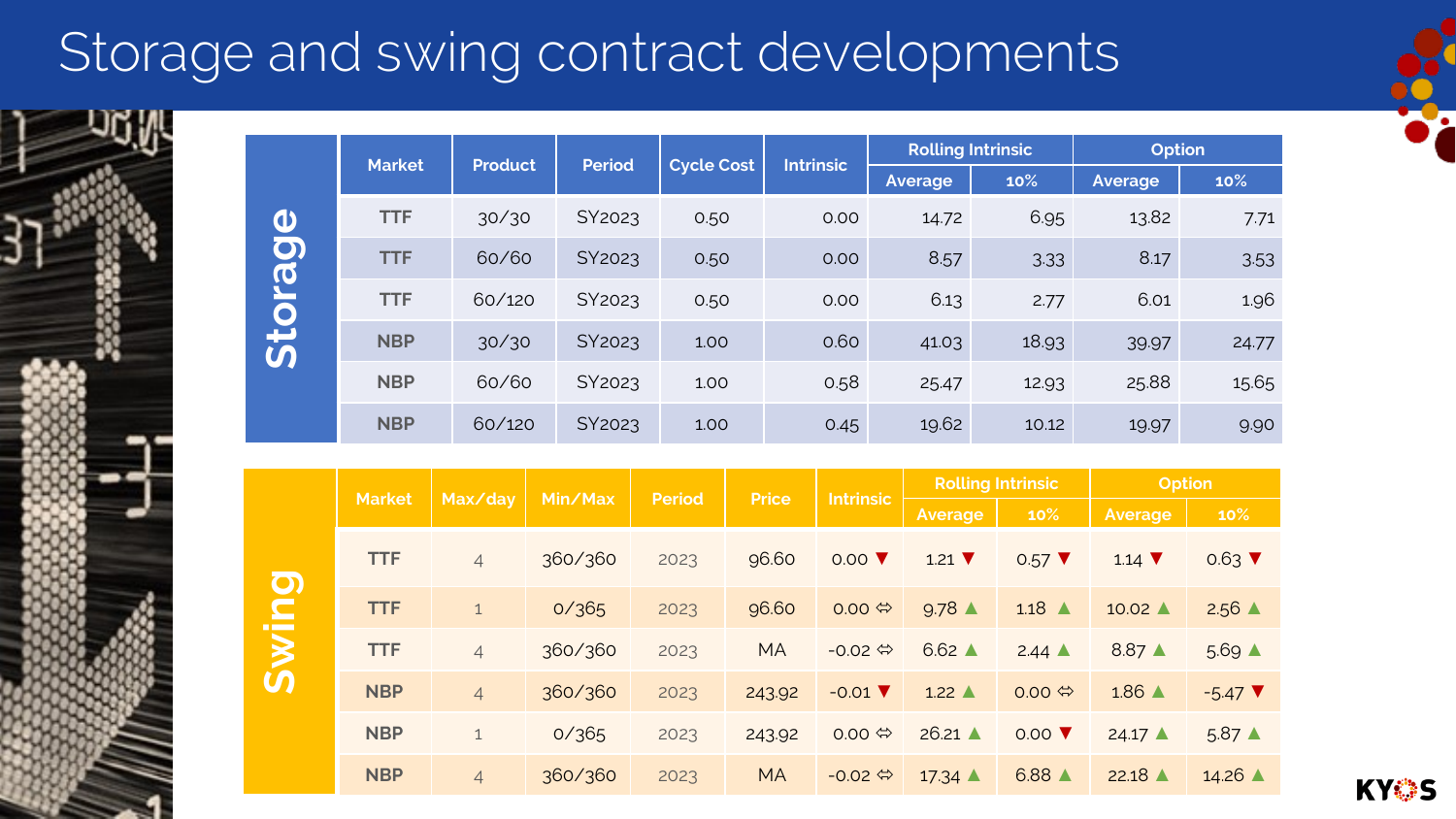# Storage and swing contract developments

## Storage

| Market | Product | Period | Cycle Cost | Intrinsic | Rolling Intrinsic | | Option | |
|---|---|---|---|---|---|---|---|---|
| | | | | | Average | 10% | Average | 10% |
| TTF | 30/30 | SY2023 | 0.50 | 0.00 | 14.72 | 6.95 | 13.82 | 7.71 |
| TTF | 60/60 | SY2023 | 0.50 | 0.00 | 8.57 | 3.33 | 8.17 | 3.53 |
| TTF | 60/120 | SY2023 | 0.50 | 0.00 | 6.13 | 2.77 | 6.01 | 1.96 |
| NBP | 30/30 | SY2023 | 1.00 | 0.60 | 41.03 | 18.93 | 39.97 | 24.77 |
| NBP | 60/60 | SY2023 | 1.00 | 0.58 | 25.47 | 12.93 | 25.88 | 15.65 |
| NBP | 60/120 | SY2023 | 1.00 | 0.45 | 19.62 | 10.12 | 19.97 | 9.90 |

## Swing

| Market | Max/day | Min/Max | Period | Price | Intrinsic | Rolling Intrinsic | | Option | |
|---|---|---|---|---|---|---|---|---|---|
| | | | | | | Average | 10% | Average | 10% |
| TTF | 4 | 360/360 | 2023 | 96.60 | 0.00 ▼ | 1.21 ▼ | 0.57 ▼ | 1.14 ▼ | 0.63 ▼ |
| TTF | 1 | 0/365 | 2023 | 96.60 | 0.00 ⇔ | 9.78 ▲ | 1.18 ▲ | 10.02 ▲ | 2.56 ▲ |
| TTF | 4 | 360/360 | 2023 | MA | -0.02 ⇔ | 6.62 ▲ | 2.44 ▲ | 8.87 ▲ | 5.69 ▲ |
| NBP | 4 | 360/360 | 2023 | 243.92 | -0.01 ▼ | 1.22 ▲ | 0.00 ⇔ | 1.86 ▲ | -5.47 ▼ |
| NBP | 1 | 0/365 | 2023 | 243.92 | 0.00 ⇔ | 26.21 ▲ | 0.00 ▼ | 24.17 ▲ | 5.87 ▲ |
| NBP | 4 | 360/360 | 2023 | MA | -0.02 ⇔ | 17.34 ▲ | 6.88 ▲ | 22.18 ▲ | 14.26 ▲ |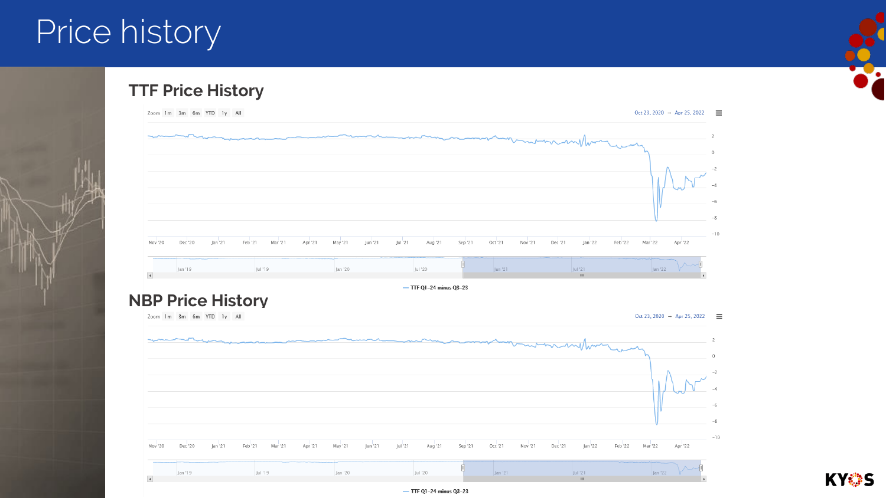# Price history

## TTF Price History

Zoom 1m 3m 6m YTD 1y All

Oct 23, 2020 → Apr 25, 2022

— TTF Q1-24 minus Q3-23

## NBP Price History

Zoom 1m 3m 6m YTD 1y All

Oct 23, 2020 → Apr 25, 2022

— TTF Q1-24 minus Q3-23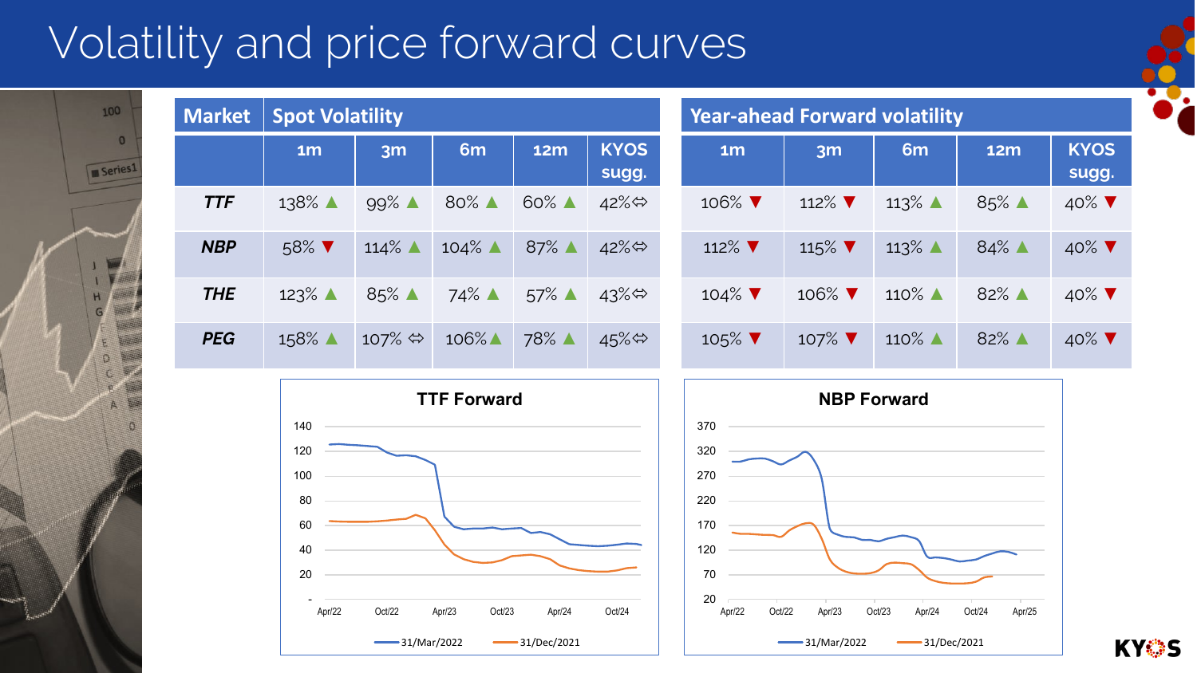# Volatility and price forward curves

| Market | Spot Volatility | | | | | Year-ahead Forward volatility | | | | |
|---|---|---|---|---|---|---|---|---|---|---|
| | 1m | 3m | 6m | 12m | KYOS sugg. | 1m | 3m | 6m | 12m | KYOS sugg. |
| **TTF** | 138% ▲ | 99% ▲ | 80% ▲ | 60% ▲ | 42% ⇔ | 106% ▼ | 112% ▼ | 113% ▲ | 85% ▲ | 40% ▼ |
| **NBP** | 58% ▼ | 114% ▲ | 104% ▲ | 87% ▲ | 42% ⇔ | 112% ▼ | 115% ▼ | 113% ▲ | 84% ▲ | 40% ▼ |
| **THE** | 123% ▲ | 85% ▲ | 74% ▲ | 57% ▲ | 43% ⇔ | 104% ▼ | 106% ▼ | 110% ▲ | 82% ▲ | 40% ▼ |
| **PEG** | 158% ▲ | 107% ⇔ | 106% ▲ | 78% ▲ | 45% ⇔ | 105% ▼ | 107% ▼ | 110% ▲ | 82% ▲ | 40% ▼ |

**TTF Forward**

Y-axis: -, 20, 40, 60, 80, 100, 120, 140
X-axis: Apr/22, Oct/22, Apr/23, Oct/23, Apr/24, Oct/24
Legend: 31/Mar/2022, 31/Dec/2021

**NBP Forward**

Y-axis: 20, 70, 120, 170, 220, 270, 320, 370
X-axis: Apr/22, Oct/22, Apr/23, Oct/23, Apr/24, Oct/24, Apr/25
Legend: 31/Mar/2022, 31/Dec/2021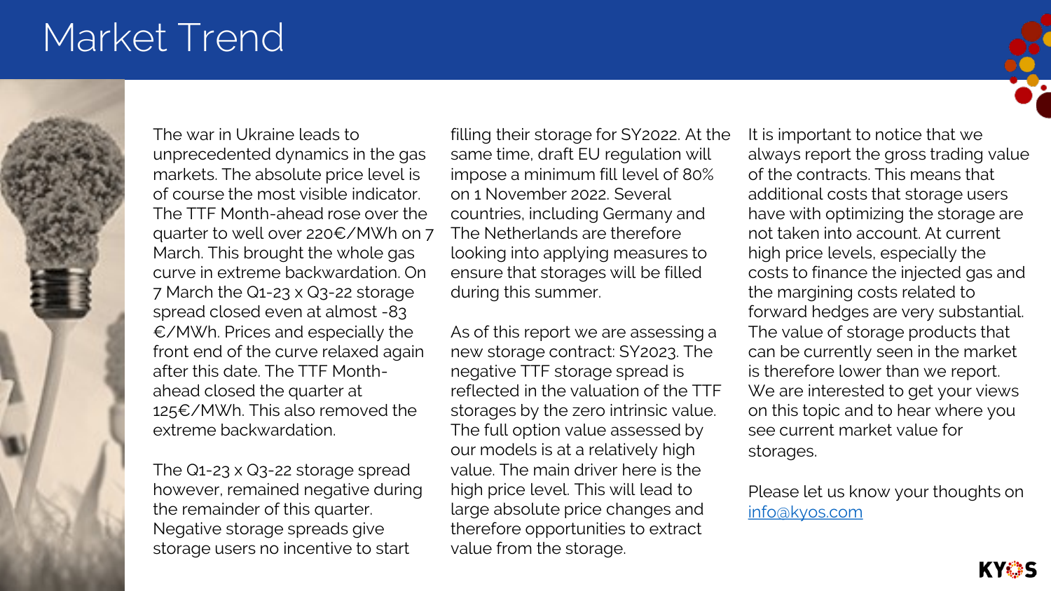# Market Trend

The war in Ukraine leads to unprecedented dynamics in the gas markets. The absolute price level is of course the most visible indicator. The TTF Month-ahead rose over the quarter to well over 220€/MWh on 7 March. This brought the whole gas curve in extreme backwardation. On 7 March the Q1-23 x Q3-22 storage spread closed even at almost -83 €/MWh. Prices and especially the front end of the curve relaxed again after this date. The TTF Month-ahead closed the quarter at 125€/MWh. This also removed the extreme backwardation.

The Q1-23 x Q3-22 storage spread however, remained negative during the remainder of this quarter. Negative storage spreads give storage users no incentive to start filling their storage for SY2022. At the same time, draft EU regulation will impose a minimum fill level of 80% on 1 November 2022. Several countries, including Germany and The Netherlands are therefore looking into applying measures to ensure that storages will be filled during this summer.

As of this report we are assessing a new storage contract: SY2023. The negative TTF storage spread is reflected in the valuation of the TTF storages by the zero intrinsic value. The full option value assessed by our models is at a relatively high value. The main driver here is the high price level. This will lead to large absolute price changes and therefore opportunities to extract value from the storage.

It is important to notice that we always report the gross trading value of the contracts. This means that additional costs that storage users have with optimizing the storage are not taken into account. At current high price levels, especially the costs to finance the injected gas and the margining costs related to forward hedges are very substantial. The value of storage products that can be currently seen in the market is therefore lower than we report. We are interested to get your views on this topic and to hear where you see current market value for storages.

Please let us know your thoughts on [info@kyos.com](mailto:info@kyos.com)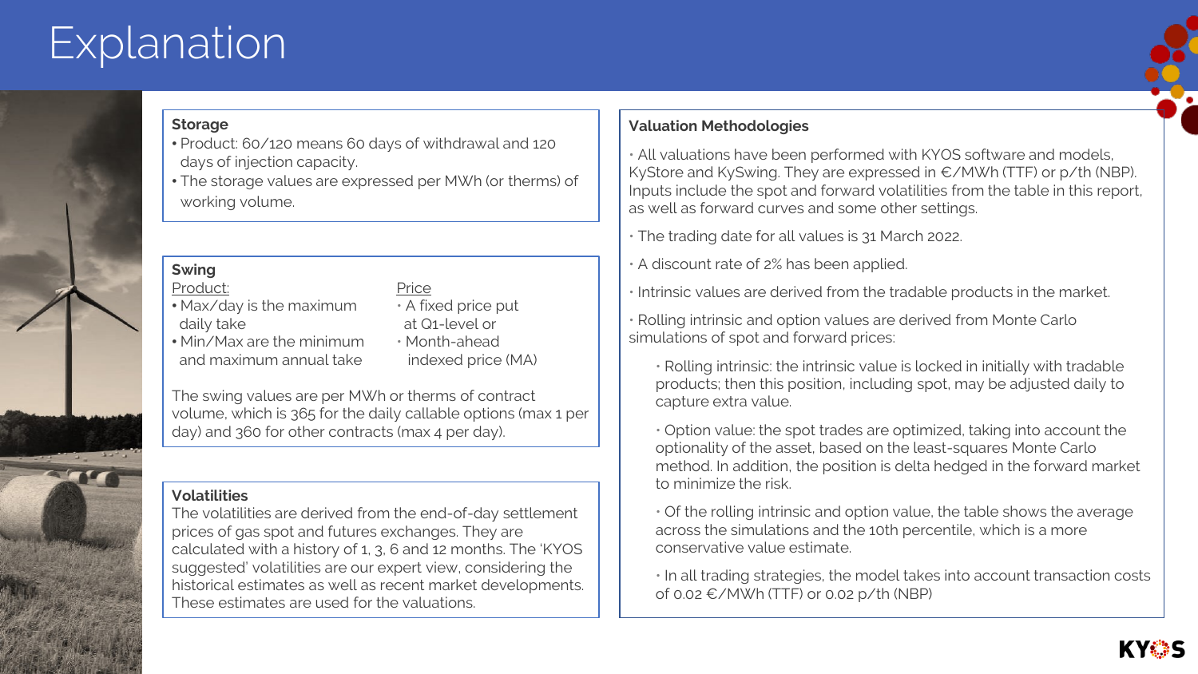# Explanation

## Storage

- Product: 60/120 means 60 days of withdrawal and 120 days of injection capacity.
- The storage values are expressed per MWh (or therms) of working volume.

## Swing

Product:

- Max/day is the maximum daily take
- Min/Max are the minimum and maximum annual take

Price

- A fixed price put at Q1-level or
- Month-ahead indexed price (MA)

The swing values are per MWh or therms of contract volume, which is 365 for the daily callable options (max 1 per day) and 360 for other contracts (max 4 per day).

## Volatilities

The volatilities are derived from the end-of-day settlement prices of gas spot and futures exchanges. They are calculated with a history of 1, 3, 6 and 12 months. The 'KYOS suggested' volatilities are our expert view, considering the historical estimates as well as recent market developments. These estimates are used for the valuations.

## Valuation Methodologies

- All valuations have been performed with KYOS software and models, KyStore and KySwing. They are expressed in €/MWh (TTF) or p/th (NBP). Inputs include the spot and forward volatilities from the table in this report, as well as forward curves and some other settings.
- The trading date for all values is 31 March 2022.
- A discount rate of 2% has been applied.
- Intrinsic values are derived from the tradable products in the market.
- Rolling intrinsic and option values are derived from Monte Carlo simulations of spot and forward prices:
  - Rolling intrinsic: the intrinsic value is locked in initially with tradable products; then this position, including spot, may be adjusted daily to capture extra value.
  - Option value: the spot trades are optimized, taking into account the optionality of the asset, based on the least-squares Monte Carlo method. In addition, the position is delta hedged in the forward market to minimize the risk.
  - Of the rolling intrinsic and option value, the table shows the average across the simulations and the 10th percentile, which is a more conservative value estimate.
  - In all trading strategies, the model takes into account transaction costs of 0.02 €/MWh (TTF) or 0.02 p/th (NBP)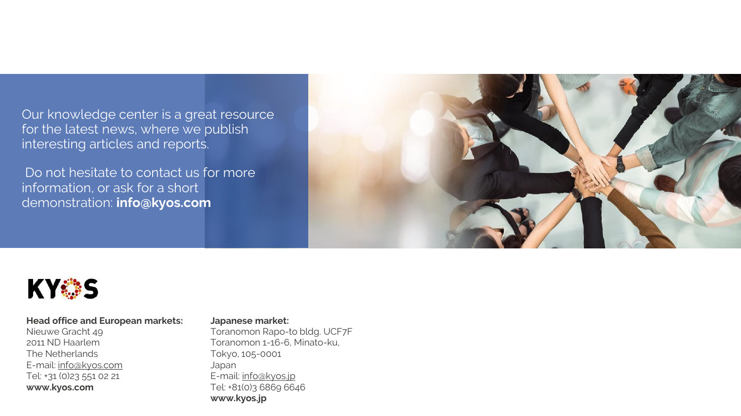Our knowledge center is a great resource for the latest news, where we publish interesting articles and reports.

Do not hesitate to contact us for more information, or ask for a short demonstration: **info@kyos.com**

**Head office and European markets:**
Nieuwe Gracht 49
2011 ND Haarlem
The Netherlands
E-mail: info@kyos.com
Tel: +31 (0)23 551 02 21
**www.kyos.com**

**Japanese market:**
Toranomon Rapo-to bldg. UCF7F
Toranomon 1-16-6, Minato-ku,
Tokyo, 105-0001
Japan
E-mail: info@kyos.jp
Tel: +81(0)3 6869 6646
**www.kyos.jp**